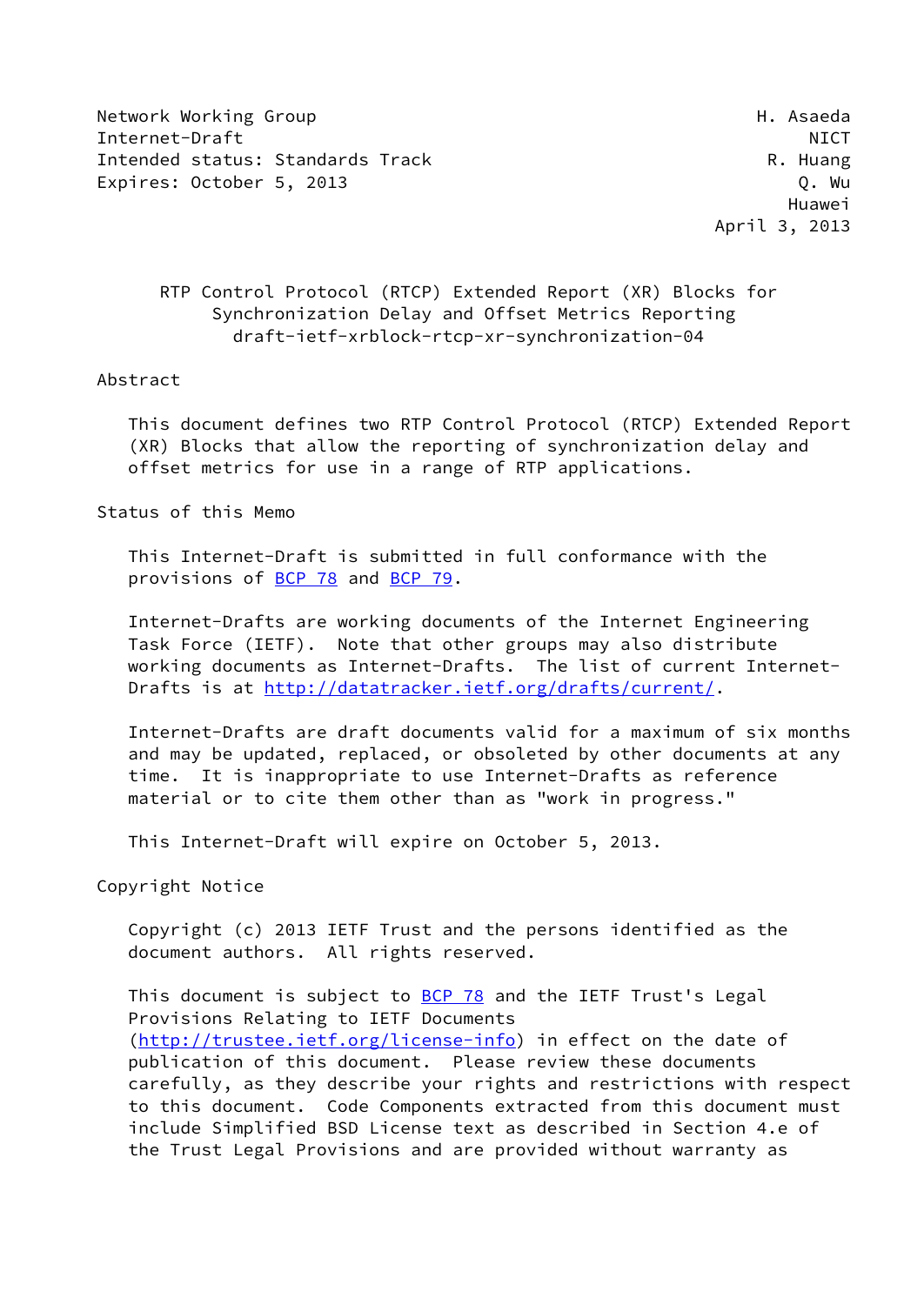Network Working Group H. Asaeda
Internet-Draft NICT
Intended status: Standards Track R. Huang
Expires: October 5, 2013 Q. Wu
Huawei
April 3, 2013

# RTP Control Protocol (RTCP) Extended Report (XR) Blocks for Synchronization Delay and Offset Metrics Reporting
draft-ietf-xrblock-rtcp-xr-synchronization-04

## Abstract

This document defines two RTP Control Protocol (RTCP) Extended Report (XR) Blocks that allow the reporting of synchronization delay and offset metrics for use in a range of RTP applications.

## Status of this Memo

This Internet-Draft is submitted in full conformance with the provisions of BCP 78 and BCP 79.

Internet-Drafts are working documents of the Internet Engineering Task Force (IETF). Note that other groups may also distribute working documents as Internet-Drafts. The list of current Internet-Drafts is at http://datatracker.ietf.org/drafts/current/.

Internet-Drafts are draft documents valid for a maximum of six months and may be updated, replaced, or obsoleted by other documents at any time. It is inappropriate to use Internet-Drafts as reference material or to cite them other than as "work in progress."

This Internet-Draft will expire on October 5, 2013.

## Copyright Notice

Copyright (c) 2013 IETF Trust and the persons identified as the document authors. All rights reserved.

This document is subject to BCP 78 and the IETF Trust's Legal Provisions Relating to IETF Documents (http://trustee.ietf.org/license-info) in effect on the date of publication of this document. Please review these documents carefully, as they describe your rights and restrictions with respect to this document. Code Components extracted from this document must include Simplified BSD License text as described in Section 4.e of the Trust Legal Provisions and are provided without warranty as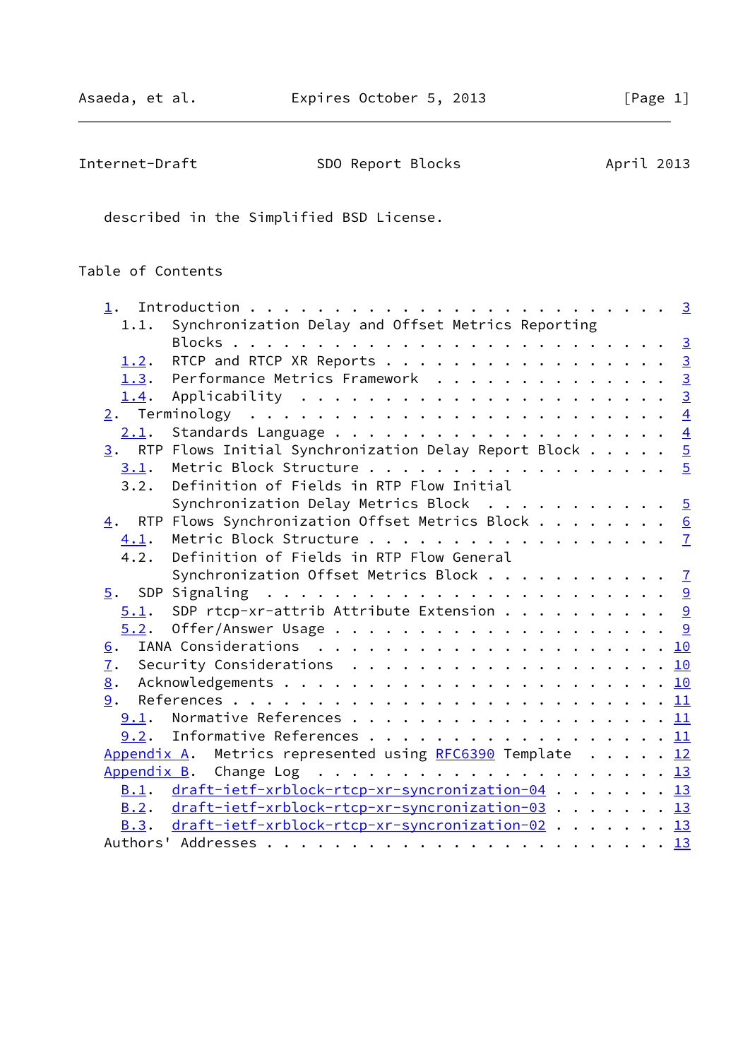described in the Simplified BSD License.

## Table of Contents

```
   1.  Introduction . . . . . . . . . . . . . . . . . . . . . . . .   3
     1.1.  Synchronization Delay and Offset Metrics Reporting
           Blocks . . . . . . . . . . . . . . . . . . . . . . . . .   3
     1.2.  RTCP and RTCP XR Reports . . . . . . . . . . . . . . . .   3
     1.3.  Performance Metrics Framework  . . . . . . . . . . . . .   3
     1.4.  Applicability  . . . . . . . . . . . . . . . . . . . . .   3
   2.  Terminology  . . . . . . . . . . . . . . . . . . . . . . . .   4
     2.1.  Standards Language . . . . . . . . . . . . . . . . . . .   4
   3.  RTP Flows Initial Synchronization Delay Report Block . . . . .   5
     3.1.  Metric Block Structure . . . . . . . . . . . . . . . . .   5
     3.2.  Definition of Fields in RTP Flow Initial
           Synchronization Delay Metrics Block  . . . . . . . . . .   5
   4.  RTP Flows Synchronization Offset Metrics Block . . . . . . . .   6
     4.1.  Metric Block Structure . . . . . . . . . . . . . . . . .   7
     4.2.  Definition of Fields in RTP Flow General
           Synchronization Offset Metrics Block . . . . . . . . . .   7
   5.  SDP Signaling  . . . . . . . . . . . . . . . . . . . . . . .   9
     5.1.  SDP rtcp-xr-attrib Attribute Extension . . . . . . . . .   9
     5.2.  Offer/Answer Usage . . . . . . . . . . . . . . . . . . .   9
   6.  IANA Considerations  . . . . . . . . . . . . . . . . . . . .  10
   7.  Security Considerations  . . . . . . . . . . . . . . . . . .  10
   8.  Acknowledgements . . . . . . . . . . . . . . . . . . . . . .  10
   9.  References . . . . . . . . . . . . . . . . . . . . . . . . .  11
     9.1.  Normative References . . . . . . . . . . . . . . . . . .  11
     9.2.  Informative References . . . . . . . . . . . . . . . . .  11
   Appendix A.  Metrics represented using RFC6390 Template  . . . . .  12
   Appendix B.  Change Log  . . . . . . . . . . . . . . . . . . . .  13
     B.1.  draft-ietf-xrblock-rtcp-xr-syncronization-04 . . . . . .  13
     B.2.  draft-ietf-xrblock-rtcp-xr-syncronization-03 . . . . . .  13
     B.3.  draft-ietf-xrblock-rtcp-xr-syncronization-02 . . . . . .  13
   Authors' Addresses . . . . . . . . . . . . . . . . . . . . . . .  13
```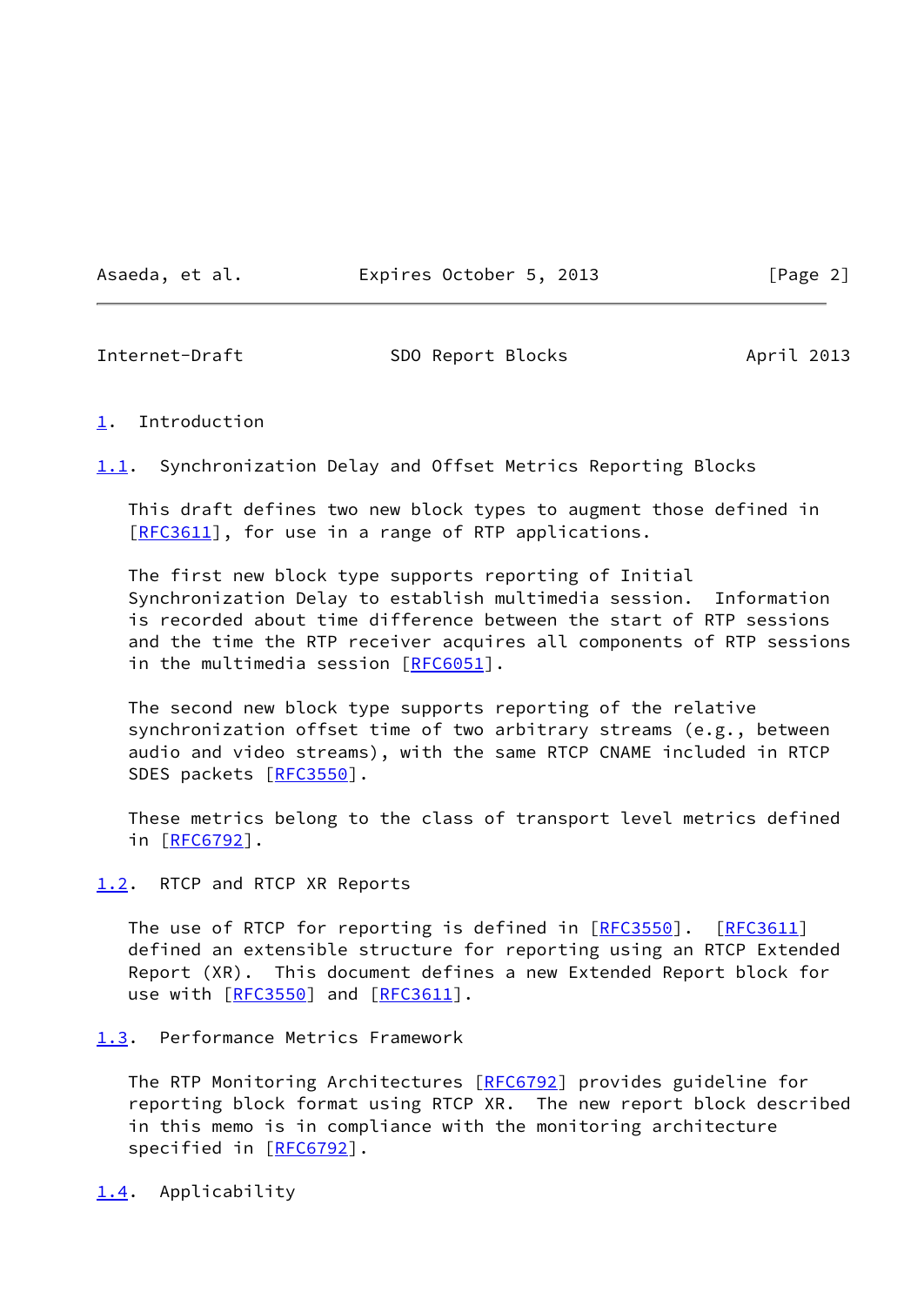# 1. Introduction

## 1.1. Synchronization Delay and Offset Metrics Reporting Blocks

This draft defines two new block types to augment those defined in [RFC3611], for use in a range of RTP applications.

The first new block type supports reporting of Initial Synchronization Delay to establish multimedia session. Information is recorded about time difference between the start of RTP sessions and the time the RTP receiver acquires all components of RTP sessions in the multimedia session [RFC6051].

The second new block type supports reporting of the relative synchronization offset time of two arbitrary streams (e.g., between audio and video streams), with the same RTCP CNAME included in RTCP SDES packets [RFC3550].

These metrics belong to the class of transport level metrics defined in [RFC6792].

## 1.2. RTCP and RTCP XR Reports

The use of RTCP for reporting is defined in [RFC3550]. [RFC3611] defined an extensible structure for reporting using an RTCP Extended Report (XR). This document defines a new Extended Report block for use with [RFC3550] and [RFC3611].

## 1.3. Performance Metrics Framework

The RTP Monitoring Architectures [RFC6792] provides guideline for reporting block format using RTCP XR. The new report block described in this memo is in compliance with the monitoring architecture specified in [RFC6792].

## 1.4. Applicability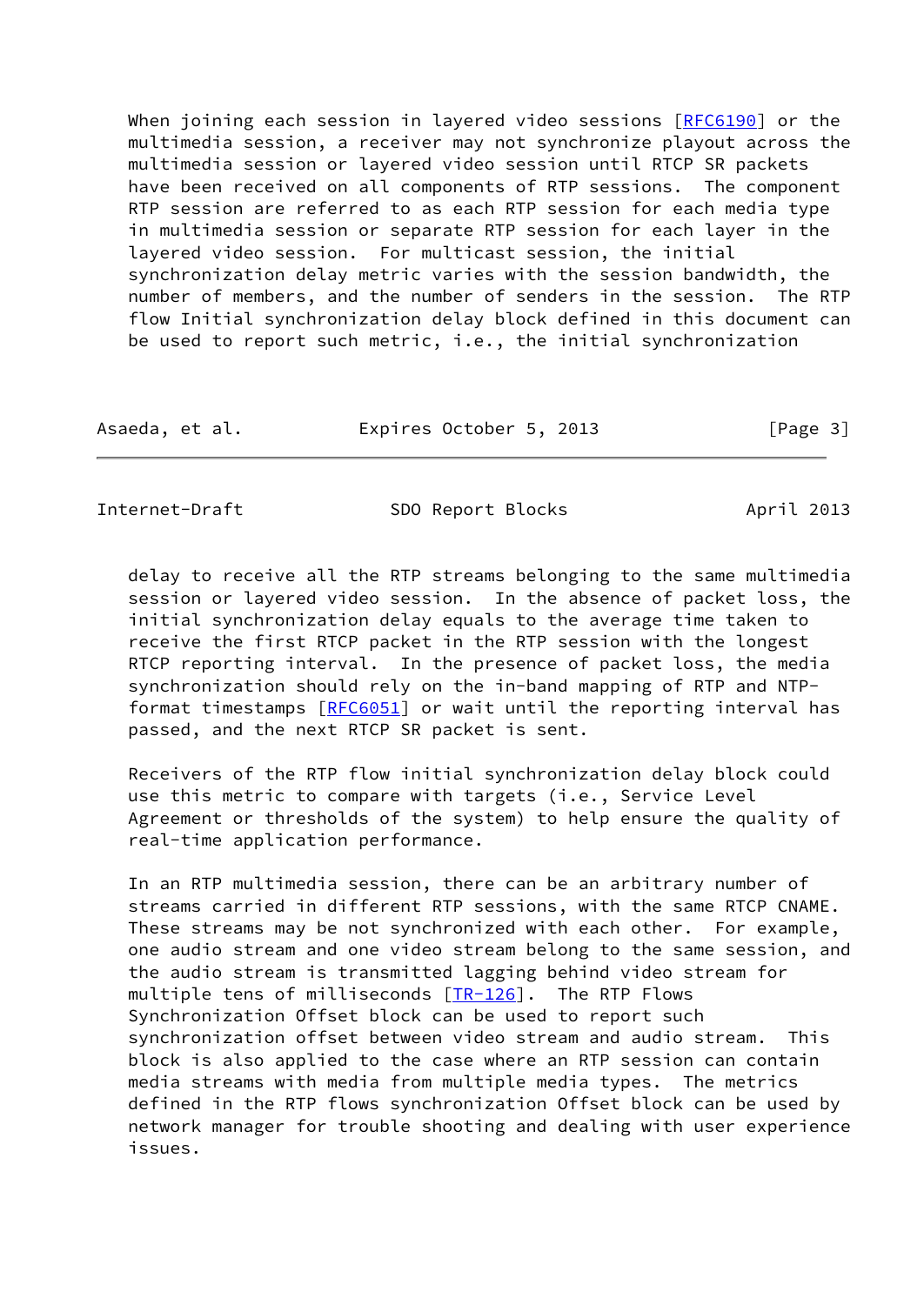When joining each session in layered video sessions [RFC6190] or the multimedia session, a receiver may not synchronize playout across the multimedia session or layered video session until RTCP SR packets have been received on all components of RTP sessions. The component RTP session are referred to as each RTP session for each media type in multimedia session or separate RTP session for each layer in the layered video session. For multicast session, the initial synchronization delay metric varies with the session bandwidth, the number of members, and the number of senders in the session. The RTP flow Initial synchronization delay block defined in this document can be used to report such metric, i.e., the initial synchronization delay to receive all the RTP streams belonging to the same multimedia session or layered video session. In the absence of packet loss, the initial synchronization delay equals to the average time taken to receive the first RTCP packet in the RTP session with the longest RTCP reporting interval. In the presence of packet loss, the media synchronization should rely on the in-band mapping of RTP and NTP-format timestamps [RFC6051] or wait until the reporting interval has passed, and the next RTCP SR packet is sent.

Receivers of the RTP flow initial synchronization delay block could use this metric to compare with targets (i.e., Service Level Agreement or thresholds of the system) to help ensure the quality of real-time application performance.

In an RTP multimedia session, there can be an arbitrary number of streams carried in different RTP sessions, with the same RTCP CNAME. These streams may be not synchronized with each other. For example, one audio stream and one video stream belong to the same session, and the audio stream is transmitted lagging behind video stream for multiple tens of milliseconds [TR-126]. The RTP Flows Synchronization Offset block can be used to report such synchronization offset between video stream and audio stream. This block is also applied to the case where an RTP session can contain media streams with media from multiple media types. The metrics defined in the RTP flows synchronization Offset block can be used by network manager for trouble shooting and dealing with user experience issues.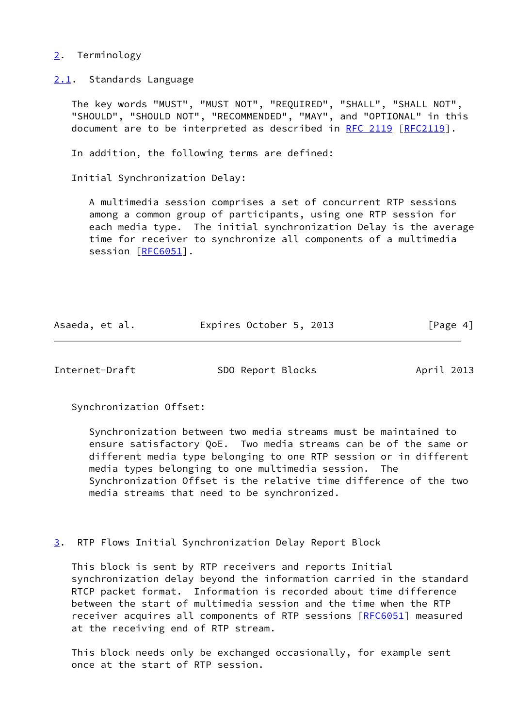## 2. Terminology

### 2.1. Standards Language

The key words "MUST", "MUST NOT", "REQUIRED", "SHALL", "SHALL NOT", "SHOULD", "SHOULD NOT", "RECOMMENDED", "MAY", and "OPTIONAL" in this document are to be interpreted as described in RFC 2119 [RFC2119].

In addition, the following terms are defined:

Initial Synchronization Delay:

> A multimedia session comprises a set of concurrent RTP sessions among a common group of participants, using one RTP session for each media type. The initial synchronization Delay is the average time for receiver to synchronize all components of a multimedia session [RFC6051].

Synchronization Offset:

> Synchronization between two media streams must be maintained to ensure satisfactory QoE. Two media streams can be of the same or different media type belonging to one RTP session or in different media types belonging to one multimedia session. The Synchronization Offset is the relative time difference of the two media streams that need to be synchronized.

## 3. RTP Flows Initial Synchronization Delay Report Block

This block is sent by RTP receivers and reports Initial synchronization delay beyond the information carried in the standard RTCP packet format. Information is recorded about time difference between the start of multimedia session and the time when the RTP receiver acquires all components of RTP sessions [RFC6051] measured at the receiving end of RTP stream.

This block needs only be exchanged occasionally, for example sent once at the start of RTP session.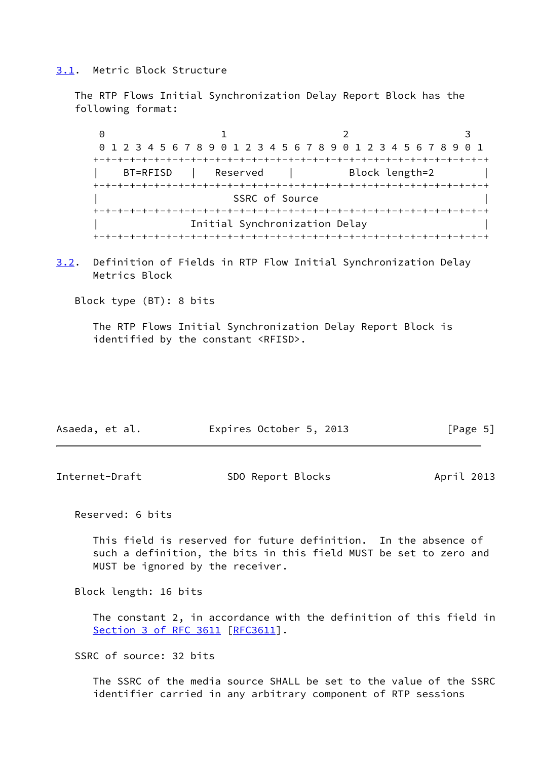## 3.1. Metric Block Structure

The RTP Flows Initial Synchronization Delay Report Block has the following format:

```
 0                   1                   2                   3
 0 1 2 3 4 5 6 7 8 9 0 1 2 3 4 5 6 7 8 9 0 1 2 3 4 5 6 7 8 9 0 1
+-+-+-+-+-+-+-+-+-+-+-+-+-+-+-+-+-+-+-+-+-+-+-+-+-+-+-+-+-+-+-+-+
|    BT=RFISD   |   Reserved    |         Block length=2        |
+-+-+-+-+-+-+-+-+-+-+-+-+-+-+-+-+-+-+-+-+-+-+-+-+-+-+-+-+-+-+-+-+
|                        SSRC of Source                         |
+-+-+-+-+-+-+-+-+-+-+-+-+-+-+-+-+-+-+-+-+-+-+-+-+-+-+-+-+-+-+-+-+
|               Initial Synchronization Delay                   |
+-+-+-+-+-+-+-+-+-+-+-+-+-+-+-+-+-+-+-+-+-+-+-+-+-+-+-+-+-+-+-+-+
```

## 3.2. Definition of Fields in RTP Flow Initial Synchronization Delay Metrics Block

Block type (BT): 8 bits

The RTP Flows Initial Synchronization Delay Report Block is identified by the constant <RFISD>.

Reserved: 6 bits

This field is reserved for future definition. In the absence of such a definition, the bits in this field MUST be set to zero and MUST be ignored by the receiver.

Block length: 16 bits

The constant 2, in accordance with the definition of this field in Section 3 of RFC 3611 [RFC3611].

SSRC of source: 32 bits

The SSRC of the media source SHALL be set to the value of the SSRC identifier carried in any arbitrary component of RTP sessions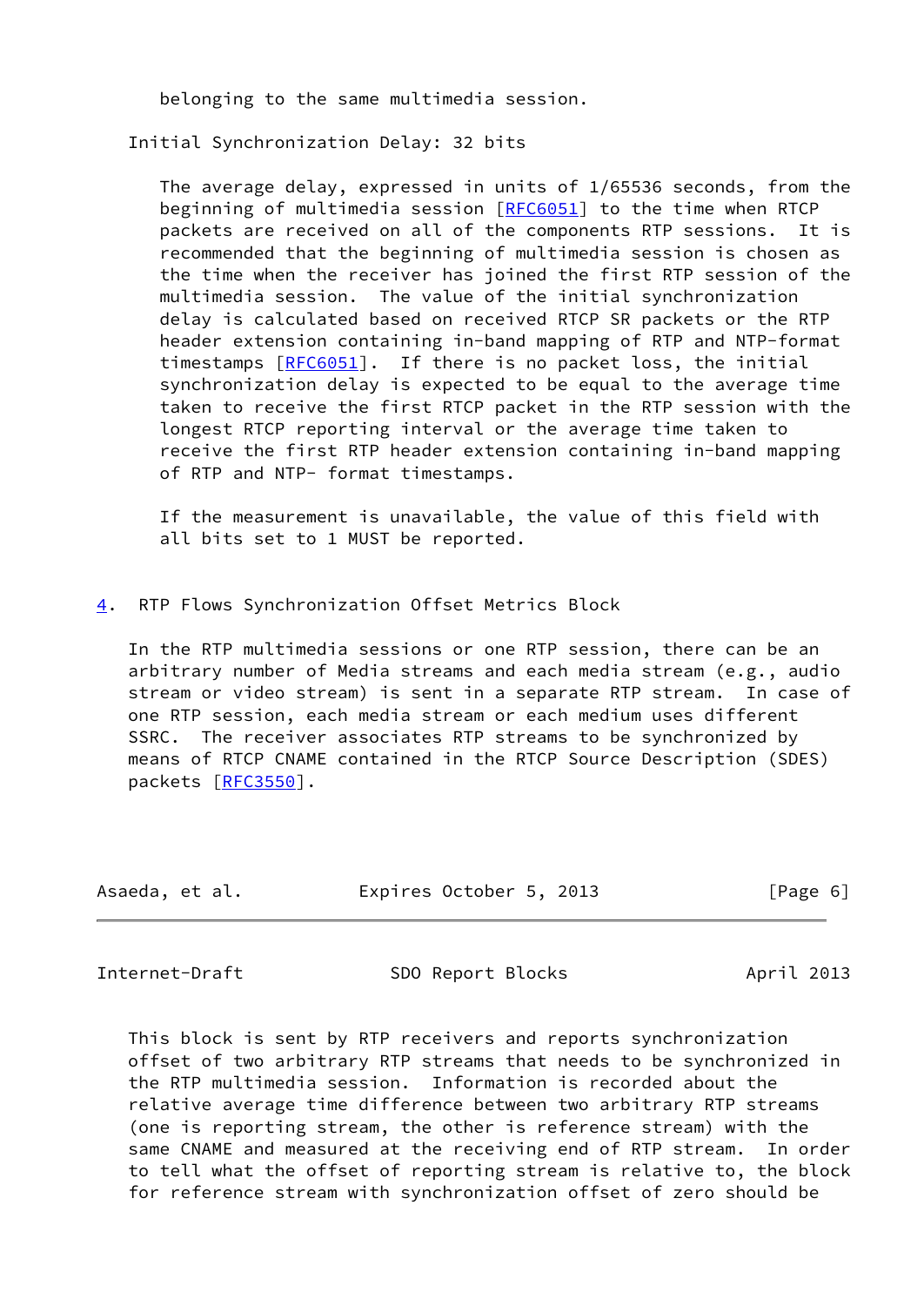belonging to the same multimedia session.

Initial Synchronization Delay: 32 bits

The average delay, expressed in units of 1/65536 seconds, from the beginning of multimedia session [RFC6051] to the time when RTCP packets are received on all of the components RTP sessions. It is recommended that the beginning of multimedia session is chosen as the time when the receiver has joined the first RTP session of the multimedia session. The value of the initial synchronization delay is calculated based on received RTCP SR packets or the RTP header extension containing in-band mapping of RTP and NTP-format timestamps [RFC6051]. If there is no packet loss, the initial synchronization delay is expected to be equal to the average time taken to receive the first RTCP packet in the RTP session with the longest RTCP reporting interval or the average time taken to receive the first RTP header extension containing in-band mapping of RTP and NTP- format timestamps.

If the measurement is unavailable, the value of this field with all bits set to 1 MUST be reported.

## 4. RTP Flows Synchronization Offset Metrics Block

In the RTP multimedia sessions or one RTP session, there can be an arbitrary number of Media streams and each media stream (e.g., audio stream or video stream) is sent in a separate RTP stream. In case of one RTP session, each media stream or each medium uses different SSRC. The receiver associates RTP streams to be synchronized by means of RTCP CNAME contained in the RTCP Source Description (SDES) packets [RFC3550].

This block is sent by RTP receivers and reports synchronization offset of two arbitrary RTP streams that needs to be synchronized in the RTP multimedia session. Information is recorded about the relative average time difference between two arbitrary RTP streams (one is reporting stream, the other is reference stream) with the same CNAME and measured at the receiving end of RTP stream. In order to tell what the offset of reporting stream is relative to, the block for reference stream with synchronization offset of zero should be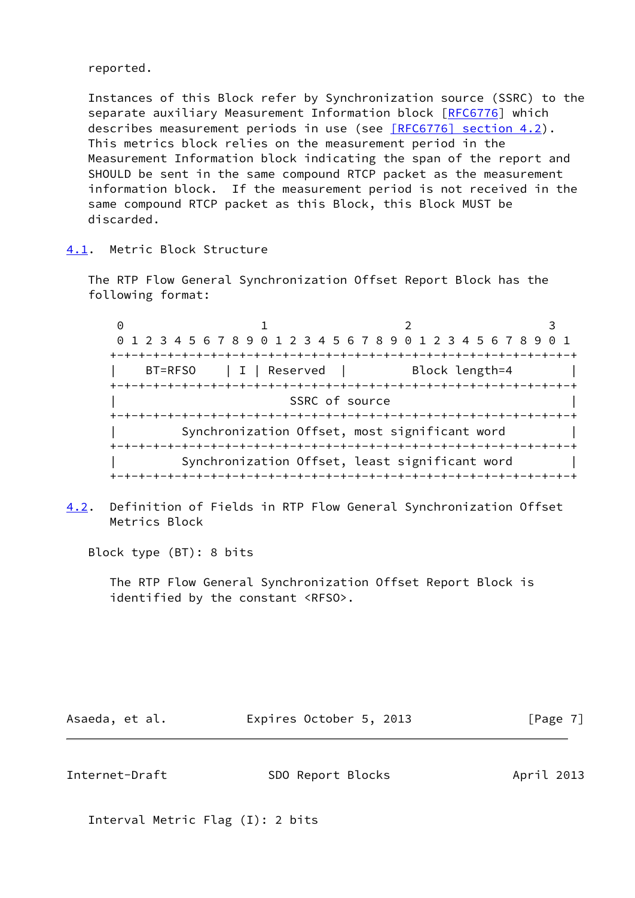reported.

Instances of this Block refer by Synchronization source (SSRC) to the separate auxiliary Measurement Information block [RFC6776] which describes measurement periods in use (see [RFC6776] section 4.2). This metrics block relies on the measurement period in the Measurement Information block indicating the span of the report and SHOULD be sent in the same compound RTCP packet as the measurement information block. If the measurement period is not received in the same compound RTCP packet as this Block, this Block MUST be discarded.

## 4.1. Metric Block Structure

The RTP Flow General Synchronization Offset Report Block has the following format:

```
 0                   1                   2                   3
 0 1 2 3 4 5 6 7 8 9 0 1 2 3 4 5 6 7 8 9 0 1 2 3 4 5 6 7 8 9 0 1
+-+-+-+-+-+-+-+-+-+-+-+-+-+-+-+-+-+-+-+-+-+-+-+-+-+-+-+-+-+-+-+-+
|    BT=RFSO    | I | Reserved  |         Block length=4        |
+-+-+-+-+-+-+-+-+-+-+-+-+-+-+-+-+-+-+-+-+-+-+-+-+-+-+-+-+-+-+-+-+
|                        SSRC of source                         |
+-+-+-+-+-+-+-+-+-+-+-+-+-+-+-+-+-+-+-+-+-+-+-+-+-+-+-+-+-+-+-+-+
|         Synchronization Offset, most significant word         |
+-+-+-+-+-+-+-+-+-+-+-+-+-+-+-+-+-+-+-+-+-+-+-+-+-+-+-+-+-+-+-+-+
|         Synchronization Offset, least significant word        |
+-+-+-+-+-+-+-+-+-+-+-+-+-+-+-+-+-+-+-+-+-+-+-+-+-+-+-+-+-+-+-+-+
```

## 4.2. Definition of Fields in RTP Flow General Synchronization Offset Metrics Block

Block type (BT): 8 bits

The RTP Flow General Synchronization Offset Report Block is identified by the constant <RFSO>.

Interval Metric Flag (I): 2 bits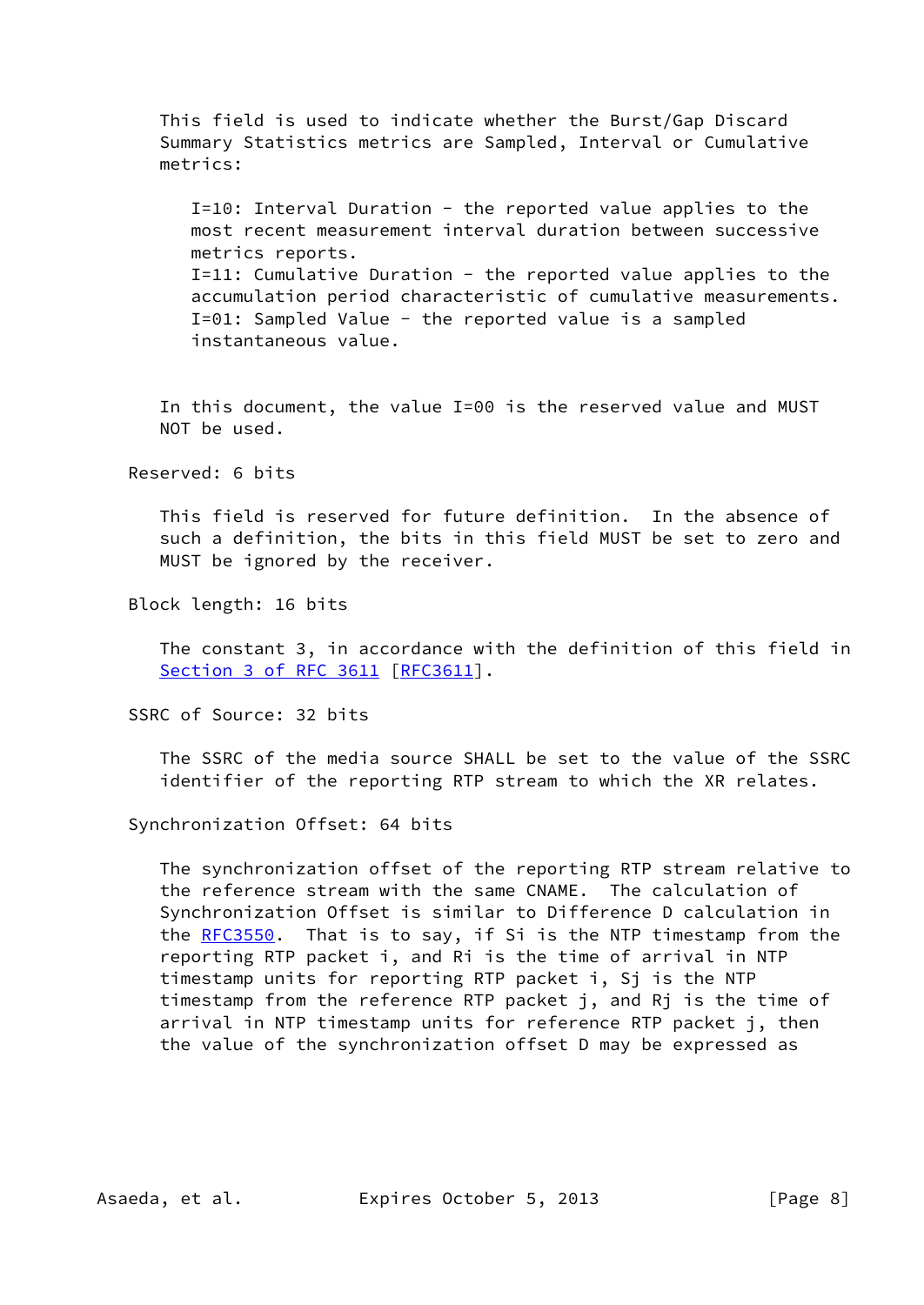This field is used to indicate whether the Burst/Gap Discard Summary Statistics metrics are Sampled, Interval or Cumulative metrics:

I=10: Interval Duration - the reported value applies to the most recent measurement interval duration between successive metrics reports.
I=11: Cumulative Duration - the reported value applies to the accumulation period characteristic of cumulative measurements.
I=01: Sampled Value - the reported value is a sampled instantaneous value.

In this document, the value I=00 is the reserved value and MUST NOT be used.

Reserved: 6 bits

This field is reserved for future definition. In the absence of such a definition, the bits in this field MUST be set to zero and MUST be ignored by the receiver.

Block length: 16 bits

The constant 3, in accordance with the definition of this field in Section 3 of RFC 3611 [RFC3611].

SSRC of Source: 32 bits

The SSRC of the media source SHALL be set to the value of the SSRC identifier of the reporting RTP stream to which the XR relates.

Synchronization Offset: 64 bits

The synchronization offset of the reporting RTP stream relative to the reference stream with the same CNAME. The calculation of Synchronization Offset is similar to Difference D calculation in the RFC3550. That is to say, if Si is the NTP timestamp from the reporting RTP packet i, and Ri is the time of arrival in NTP timestamp units for reporting RTP packet i, Sj is the NTP timestamp from the reference RTP packet j, and Rj is the time of arrival in NTP timestamp units for reference RTP packet j, then the value of the synchronization offset D may be expressed as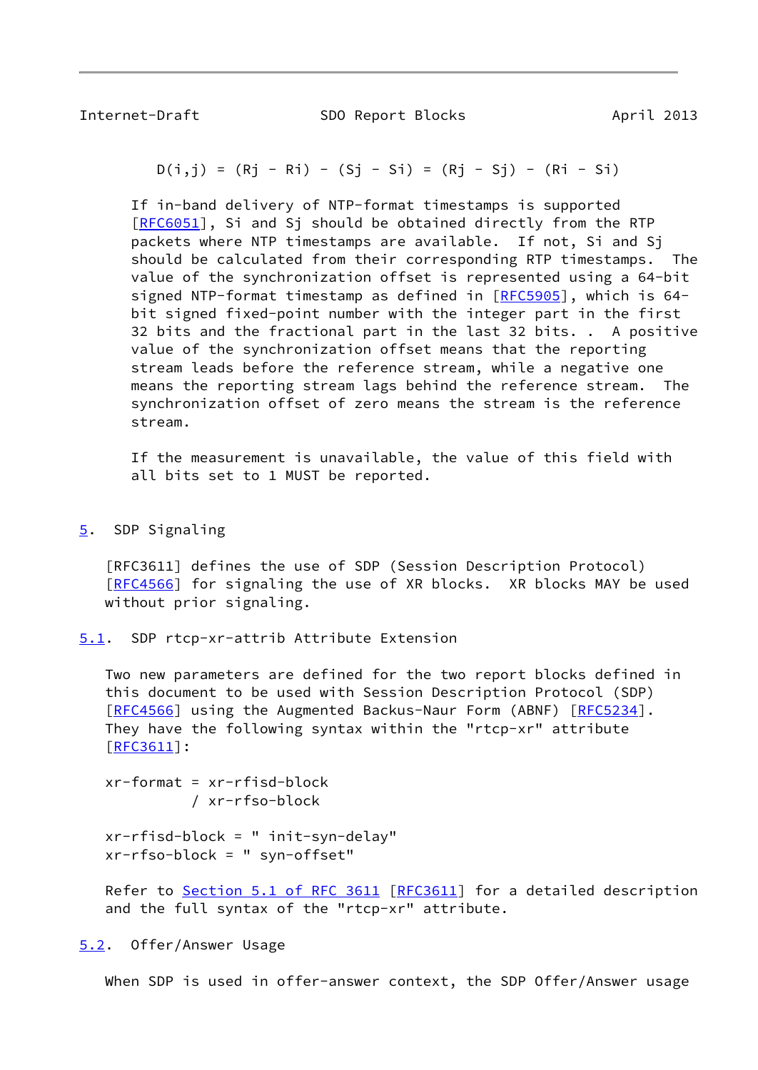$$D(i,j) = (R_j - R_i) - (S_j - S_i) = (R_j - S_j) - (R_i - S_i)$$

If in-band delivery of NTP-format timestamps is supported [RFC6051], $S_i$ and $S_j$ should be obtained directly from the RTP packets where NTP timestamps are available. If not, $S_i$ and $S_j$ should be calculated from their corresponding RTP timestamps. The value of the synchronization offset is represented using a 64-bit signed NTP-format timestamp as defined in [RFC5905], which is 64-bit signed fixed-point number with the integer part in the first 32 bits and the fractional part in the last 32 bits. . A positive value of the synchronization offset means that the reporting stream leads before the reference stream, while a negative one means the reporting stream lags behind the reference stream. The synchronization offset of zero means the stream is the reference stream.

If the measurement is unavailable, the value of this field with all bits set to 1 MUST be reported.

## 5. SDP Signaling

[RFC3611] defines the use of SDP (Session Description Protocol) [RFC4566] for signaling the use of XR blocks. XR blocks MAY be used without prior signaling.

### 5.1. SDP rtcp-xr-attrib Attribute Extension

Two new parameters are defined for the two report blocks defined in this document to be used with Session Description Protocol (SDP) [RFC4566] using the Augmented Backus-Naur Form (ABNF) [RFC5234]. They have the following syntax within the "rtcp-xr" attribute [RFC3611]:

```
xr-format = xr-rfisd-block
          / xr-rfso-block

xr-rfisd-block = " init-syn-delay"
xr-rfso-block = " syn-offset"
```

Refer to Section 5.1 of RFC 3611 [RFC3611] for a detailed description and the full syntax of the "rtcp-xr" attribute.

### 5.2. Offer/Answer Usage

When SDP is used in offer-answer context, the SDP Offer/Answer usage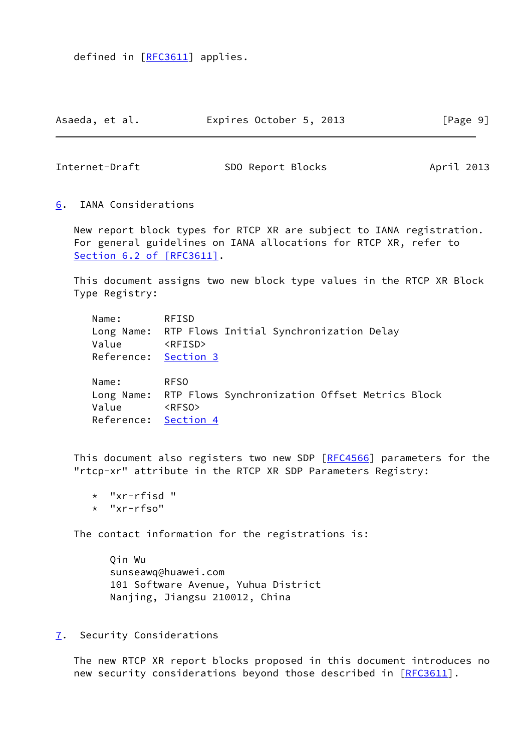defined in [RFC3611] applies.

## 6. IANA Considerations

New report block types for RTCP XR are subject to IANA registration. For general guidelines on IANA allocations for RTCP XR, refer to Section 6.2 of [RFC3611].

This document assigns two new block type values in the RTCP XR Block Type Registry:

```
Name:       RFISD
Long Name:  RTP Flows Initial Synchronization Delay
Value       <RFISD>
Reference:  Section 3

Name:       RFSO
Long Name:  RTP Flows Synchronization Offset Metrics Block
Value       <RFSO>
Reference:  Section 4
```

This document also registers two new SDP [RFC4566] parameters for the "rtcp-xr" attribute in the RTCP XR SDP Parameters Registry:

* "xr-rfisd "
* "xr-rfso"

The contact information for the registrations is:

Qin Wu  
sunseawq@huawei.com  
101 Software Avenue, Yuhua District  
Nanjing, Jiangsu 210012, China

## 7. Security Considerations

The new RTCP XR report blocks proposed in this document introduces no new security considerations beyond those described in [RFC3611].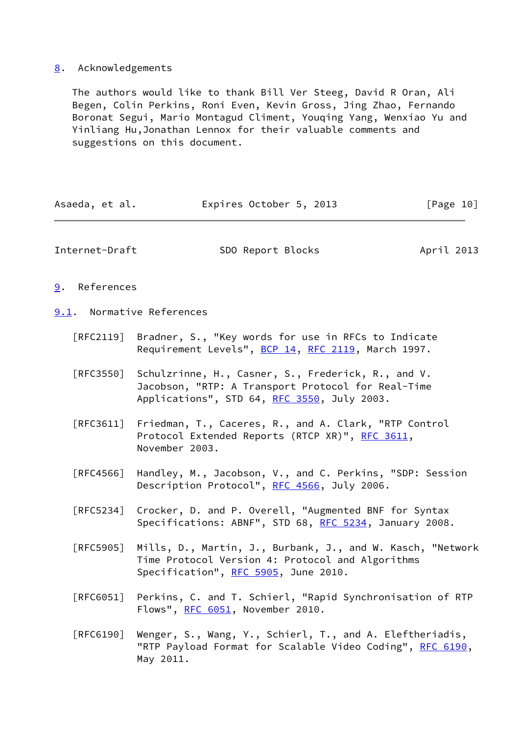## 8. Acknowledgements

The authors would like to thank Bill Ver Steeg, David R Oran, Ali Begen, Colin Perkins, Roni Even, Kevin Gross, Jing Zhao, Fernando Boronat Segui, Mario Montagud Climent, Youqing Yang, Wenxiao Yu and Yinliang Hu,Jonathan Lennox for their valuable comments and suggestions on this document.

## 9. References

### 9.1. Normative References

[RFC2119] Bradner, S., "Key words for use in RFCs to Indicate Requirement Levels", BCP 14, RFC 2119, March 1997.

[RFC3550] Schulzrinne, H., Casner, S., Frederick, R., and V. Jacobson, "RTP: A Transport Protocol for Real-Time Applications", STD 64, RFC 3550, July 2003.

[RFC3611] Friedman, T., Caceres, R., and A. Clark, "RTP Control Protocol Extended Reports (RTCP XR)", RFC 3611, November 2003.

[RFC4566] Handley, M., Jacobson, V., and C. Perkins, "SDP: Session Description Protocol", RFC 4566, July 2006.

[RFC5234] Crocker, D. and P. Overell, "Augmented BNF for Syntax Specifications: ABNF", STD 68, RFC 5234, January 2008.

[RFC5905] Mills, D., Martin, J., Burbank, J., and W. Kasch, "Network Time Protocol Version 4: Protocol and Algorithms Specification", RFC 5905, June 2010.

[RFC6051] Perkins, C. and T. Schierl, "Rapid Synchronisation of RTP Flows", RFC 6051, November 2010.

[RFC6190] Wenger, S., Wang, Y., Schierl, T., and A. Eleftheriadis, "RTP Payload Format for Scalable Video Coding", RFC 6190, May 2011.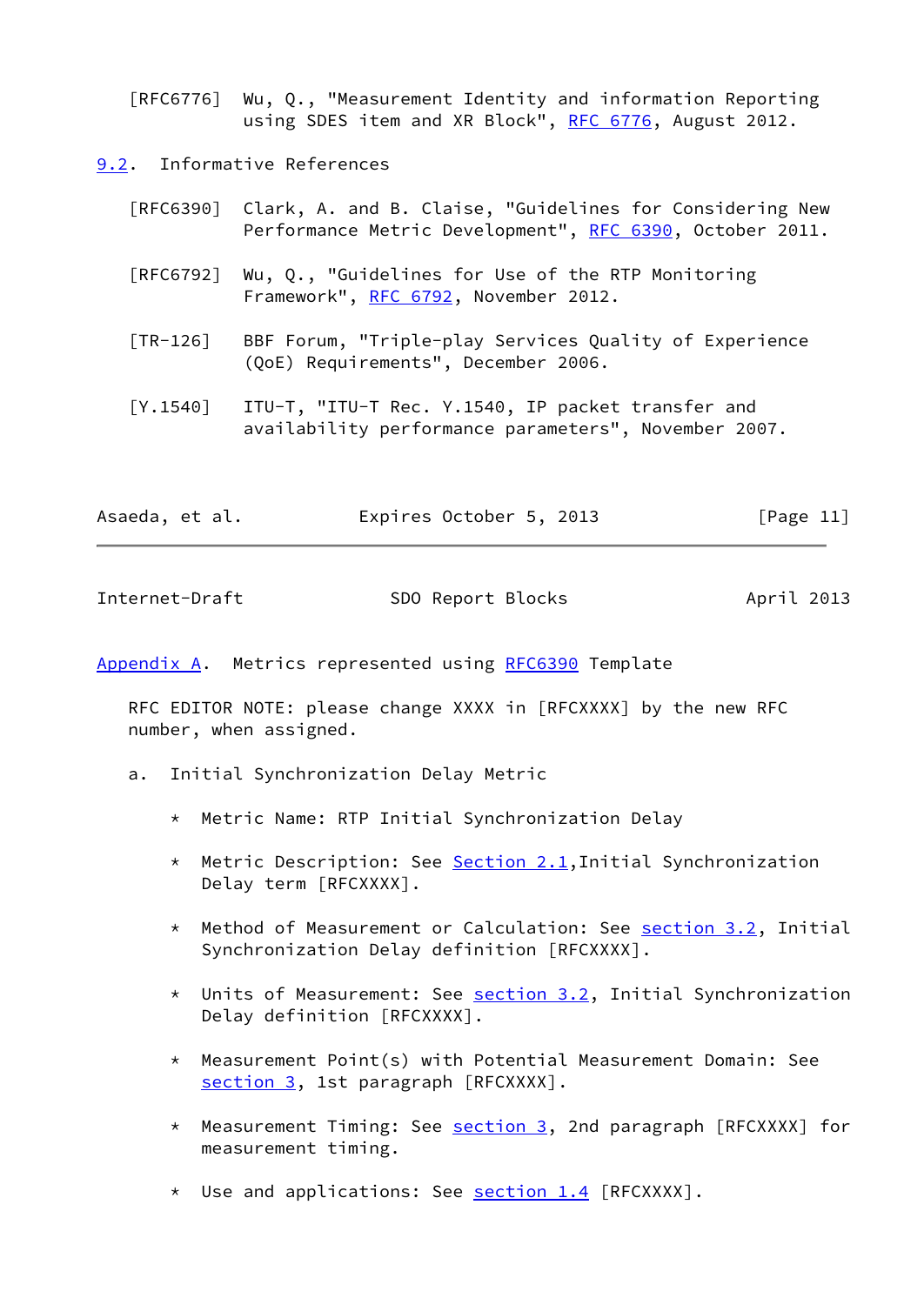[RFC6776] Wu, Q., "Measurement Identity and information Reporting using SDES item and XR Block", RFC 6776, August 2012.

### 9.2. Informative References

[RFC6390] Clark, A. and B. Claise, "Guidelines for Considering New Performance Metric Development", RFC 6390, October 2011.

[RFC6792] Wu, Q., "Guidelines for Use of the RTP Monitoring Framework", RFC 6792, November 2012.

[TR-126] BBF Forum, "Triple-play Services Quality of Experience (QoE) Requirements", December 2006.

[Y.1540] ITU-T, "ITU-T Rec. Y.1540, IP packet transfer and availability performance parameters", November 2007.

## Appendix A. Metrics represented using RFC6390 Template

RFC EDITOR NOTE: please change XXXX in [RFCXXXX] by the new RFC number, when assigned.

a. Initial Synchronization Delay Metric

* Metric Name: RTP Initial Synchronization Delay

* Metric Description: See Section 2.1,Initial Synchronization Delay term [RFCXXXX].

* Method of Measurement or Calculation: See section 3.2, Initial Synchronization Delay definition [RFCXXXX].

* Units of Measurement: See section 3.2, Initial Synchronization Delay definition [RFCXXXX].

* Measurement Point(s) with Potential Measurement Domain: See section 3, 1st paragraph [RFCXXXX].

* Measurement Timing: See section 3, 2nd paragraph [RFCXXXX] for measurement timing.

* Use and applications: See section 1.4 [RFCXXXX].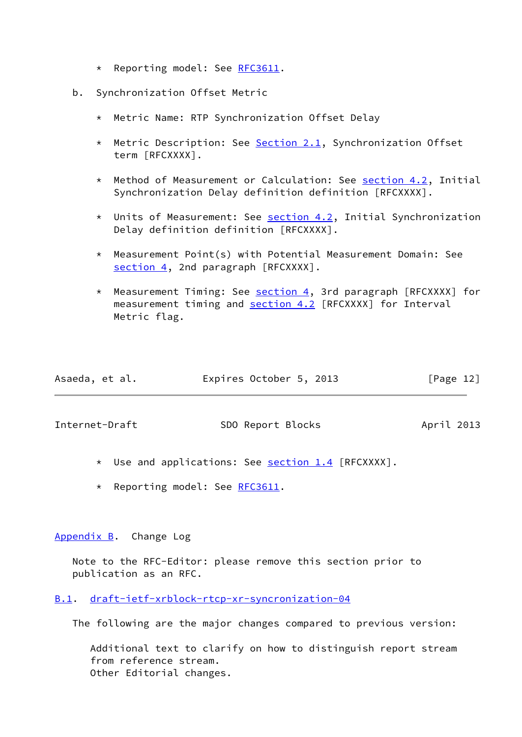* Reporting model: See RFC3611.

b. Synchronization Offset Metric

* Metric Name: RTP Synchronization Offset Delay

* Metric Description: See Section 2.1, Synchronization Offset term [RFCXXXX].

* Method of Measurement or Calculation: See section 4.2, Initial Synchronization Delay definition definition [RFCXXXX].

* Units of Measurement: See section 4.2, Initial Synchronization Delay definition definition [RFCXXXX].

* Measurement Point(s) with Potential Measurement Domain: See section 4, 2nd paragraph [RFCXXXX].

* Measurement Timing: See section 4, 3rd paragraph [RFCXXXX] for measurement timing and section 4.2 [RFCXXXX] for Interval Metric flag.

* Use and applications: See section 1.4 [RFCXXXX].

* Reporting model: See RFC3611.

## Appendix B. Change Log

Note to the RFC-Editor: please remove this section prior to publication as an RFC.

### B.1. draft-ietf-xrblock-rtcp-xr-syncronization-04

The following are the major changes compared to previous version:

Additional text to clarify on how to distinguish report stream from reference stream.
Other Editorial changes.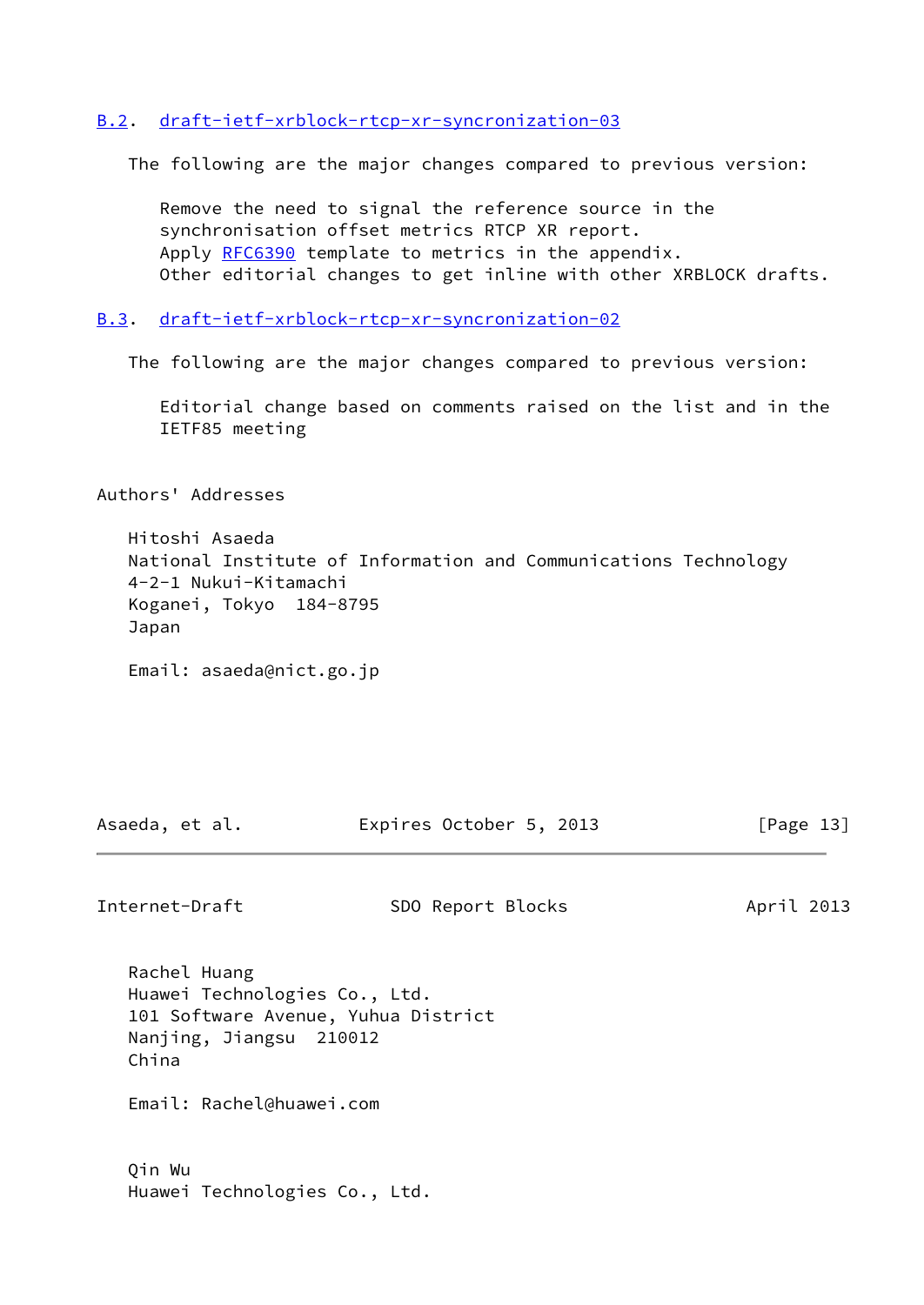### B.2. draft-ietf-xrblock-rtcp-xr-syncronization-03

The following are the major changes compared to previous version:

Remove the need to signal the reference source in the synchronisation offset metrics RTCP XR report.
Apply RFC6390 template to metrics in the appendix.
Other editorial changes to get inline with other XRBLOCK drafts.

### B.3. draft-ietf-xrblock-rtcp-xr-syncronization-02

The following are the major changes compared to previous version:

Editorial change based on comments raised on the list and in the IETF85 meeting

## Authors' Addresses

Hitoshi Asaeda
National Institute of Information and Communications Technology
4-2-1 Nukui-Kitamachi
Koganei, Tokyo  184-8795
Japan

Email: asaeda@nict.go.jp

Rachel Huang
Huawei Technologies Co., Ltd.
101 Software Avenue, Yuhua District
Nanjing, Jiangsu  210012
China

Email: Rachel@huawei.com

Qin Wu
Huawei Technologies Co., Ltd.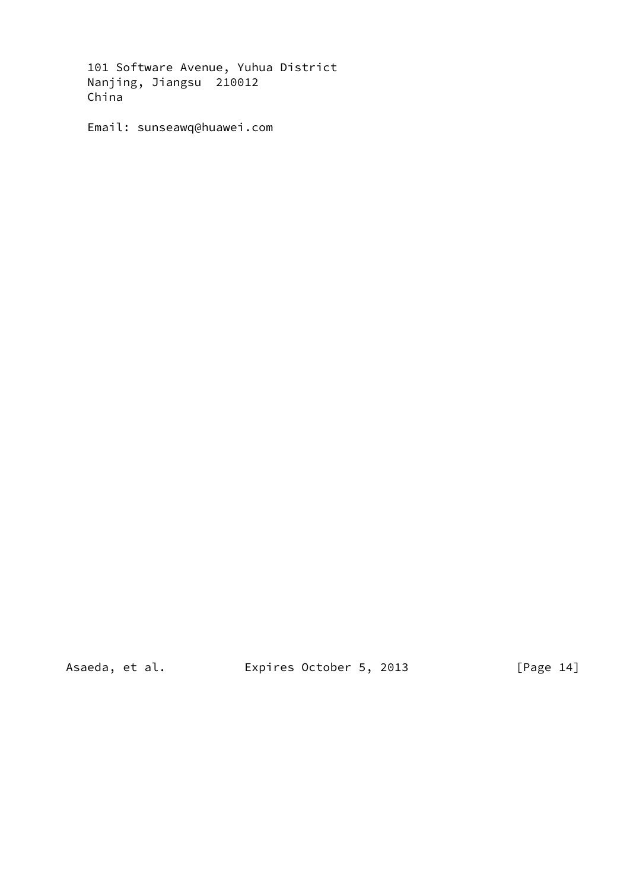101 Software Avenue, Yuhua District
Nanjing, Jiangsu  210012
China

Email: sunseawq@huawei.com